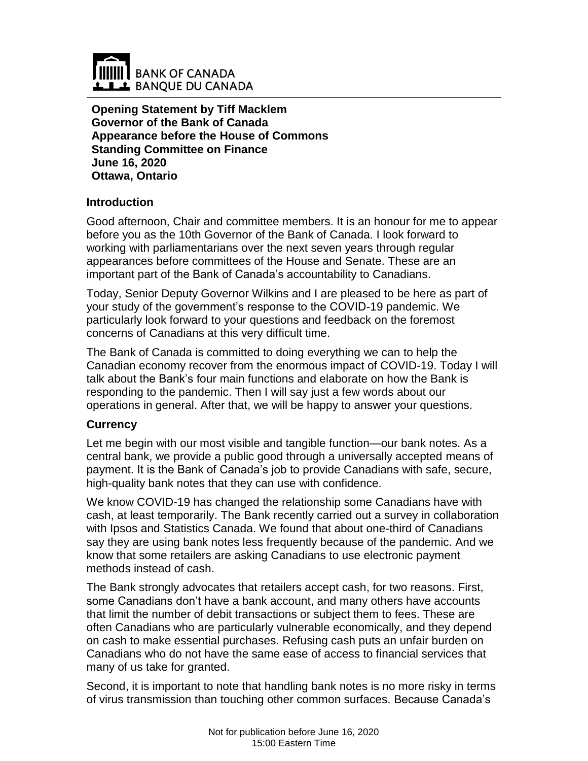BANK OF CANADA
BANQUE DU CANADA

**Opening Statement by Tiff Macklem**
**Governor of the Bank of Canada**
**Appearance before the House of Commons**
**Standing Committee on Finance**
**June 16, 2020**
**Ottawa, Ontario**

## Introduction

Good afternoon, Chair and committee members. It is an honour for me to appear before you as the 10th Governor of the Bank of Canada. I look forward to working with parliamentarians over the next seven years through regular appearances before committees of the House and Senate. These are an important part of the Bank of Canada's accountability to Canadians.

Today, Senior Deputy Governor Wilkins and I are pleased to be here as part of your study of the government's response to the COVID-19 pandemic. We particularly look forward to your questions and feedback on the foremost concerns of Canadians at this very difficult time.

The Bank of Canada is committed to doing everything we can to help the Canadian economy recover from the enormous impact of COVID-19. Today I will talk about the Bank's four main functions and elaborate on how the Bank is responding to the pandemic. Then I will say just a few words about our operations in general. After that, we will be happy to answer your questions.

## Currency

Let me begin with our most visible and tangible function—our bank notes. As a central bank, we provide a public good through a universally accepted means of payment. It is the Bank of Canada's job to provide Canadians with safe, secure, high-quality bank notes that they can use with confidence.

We know COVID-19 has changed the relationship some Canadians have with cash, at least temporarily. The Bank recently carried out a survey in collaboration with Ipsos and Statistics Canada. We found that about one-third of Canadians say they are using bank notes less frequently because of the pandemic. And we know that some retailers are asking Canadians to use electronic payment methods instead of cash.

The Bank strongly advocates that retailers accept cash, for two reasons. First, some Canadians don't have a bank account, and many others have accounts that limit the number of debit transactions or subject them to fees. These are often Canadians who are particularly vulnerable economically, and they depend on cash to make essential purchases. Refusing cash puts an unfair burden on Canadians who do not have the same ease of access to financial services that many of us take for granted.

Second, it is important to note that handling bank notes is no more risky in terms of virus transmission than touching other common surfaces. Because Canada's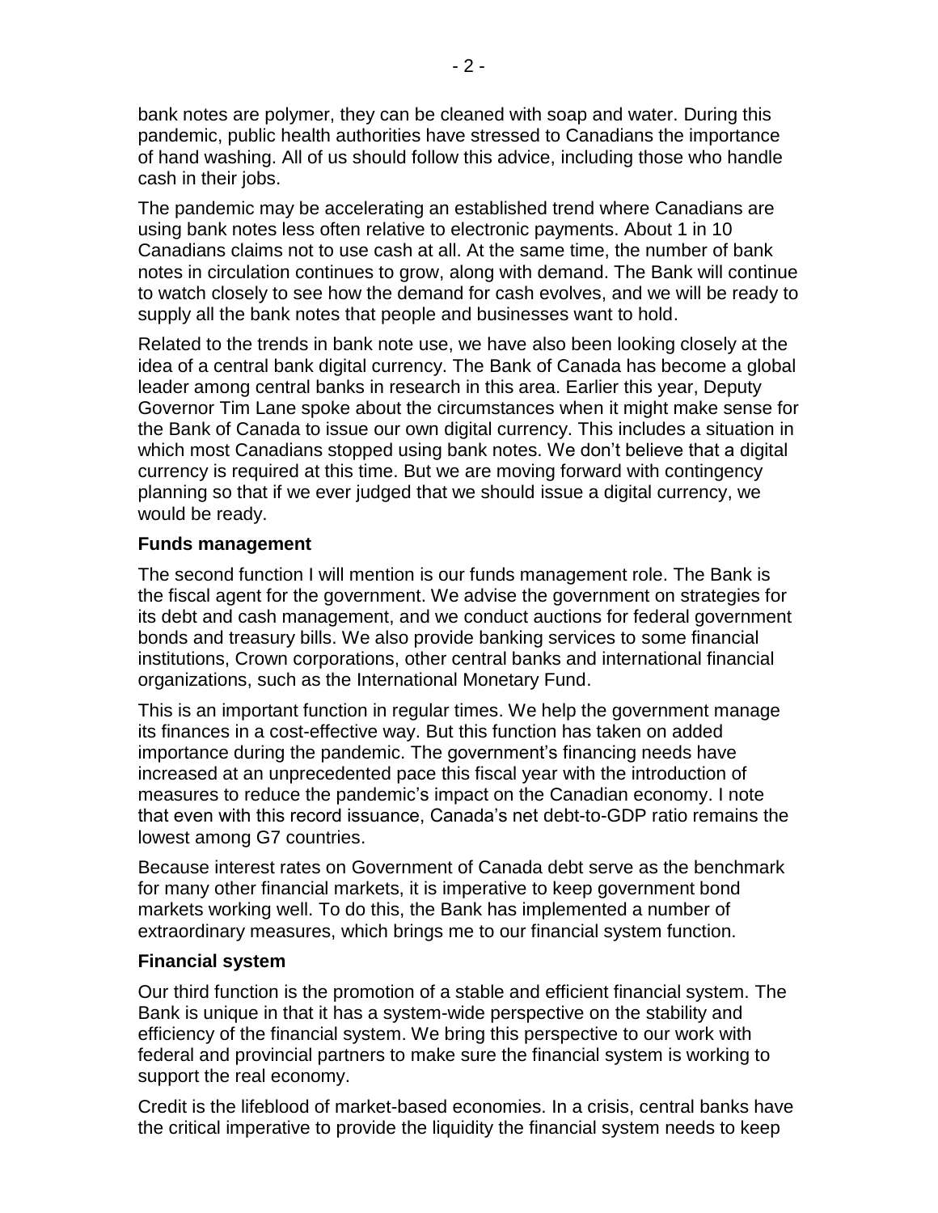bank notes are polymer, they can be cleaned with soap and water. During this pandemic, public health authorities have stressed to Canadians the importance of hand washing. All of us should follow this advice, including those who handle cash in their jobs.

The pandemic may be accelerating an established trend where Canadians are using bank notes less often relative to electronic payments. About 1 in 10 Canadians claims not to use cash at all. At the same time, the number of bank notes in circulation continues to grow, along with demand. The Bank will continue to watch closely to see how the demand for cash evolves, and we will be ready to supply all the bank notes that people and businesses want to hold.

Related to the trends in bank note use, we have also been looking closely at the idea of a central bank digital currency. The Bank of Canada has become a global leader among central banks in research in this area. Earlier this year, Deputy Governor Tim Lane spoke about the circumstances when it might make sense for the Bank of Canada to issue our own digital currency. This includes a situation in which most Canadians stopped using bank notes. We don't believe that a digital currency is required at this time. But we are moving forward with contingency planning so that if we ever judged that we should issue a digital currency, we would be ready.

### Funds management

The second function I will mention is our funds management role. The Bank is the fiscal agent for the government. We advise the government on strategies for its debt and cash management, and we conduct auctions for federal government bonds and treasury bills. We also provide banking services to some financial institutions, Crown corporations, other central banks and international financial organizations, such as the International Monetary Fund.

This is an important function in regular times. We help the government manage its finances in a cost-effective way. But this function has taken on added importance during the pandemic. The government's financing needs have increased at an unprecedented pace this fiscal year with the introduction of measures to reduce the pandemic's impact on the Canadian economy. I note that even with this record issuance, Canada's net debt-to-GDP ratio remains the lowest among G7 countries.

Because interest rates on Government of Canada debt serve as the benchmark for many other financial markets, it is imperative to keep government bond markets working well. To do this, the Bank has implemented a number of extraordinary measures, which brings me to our financial system function.

### Financial system

Our third function is the promotion of a stable and efficient financial system. The Bank is unique in that it has a system-wide perspective on the stability and efficiency of the financial system. We bring this perspective to our work with federal and provincial partners to make sure the financial system is working to support the real economy.

Credit is the lifeblood of market-based economies. In a crisis, central banks have the critical imperative to provide the liquidity the financial system needs to keep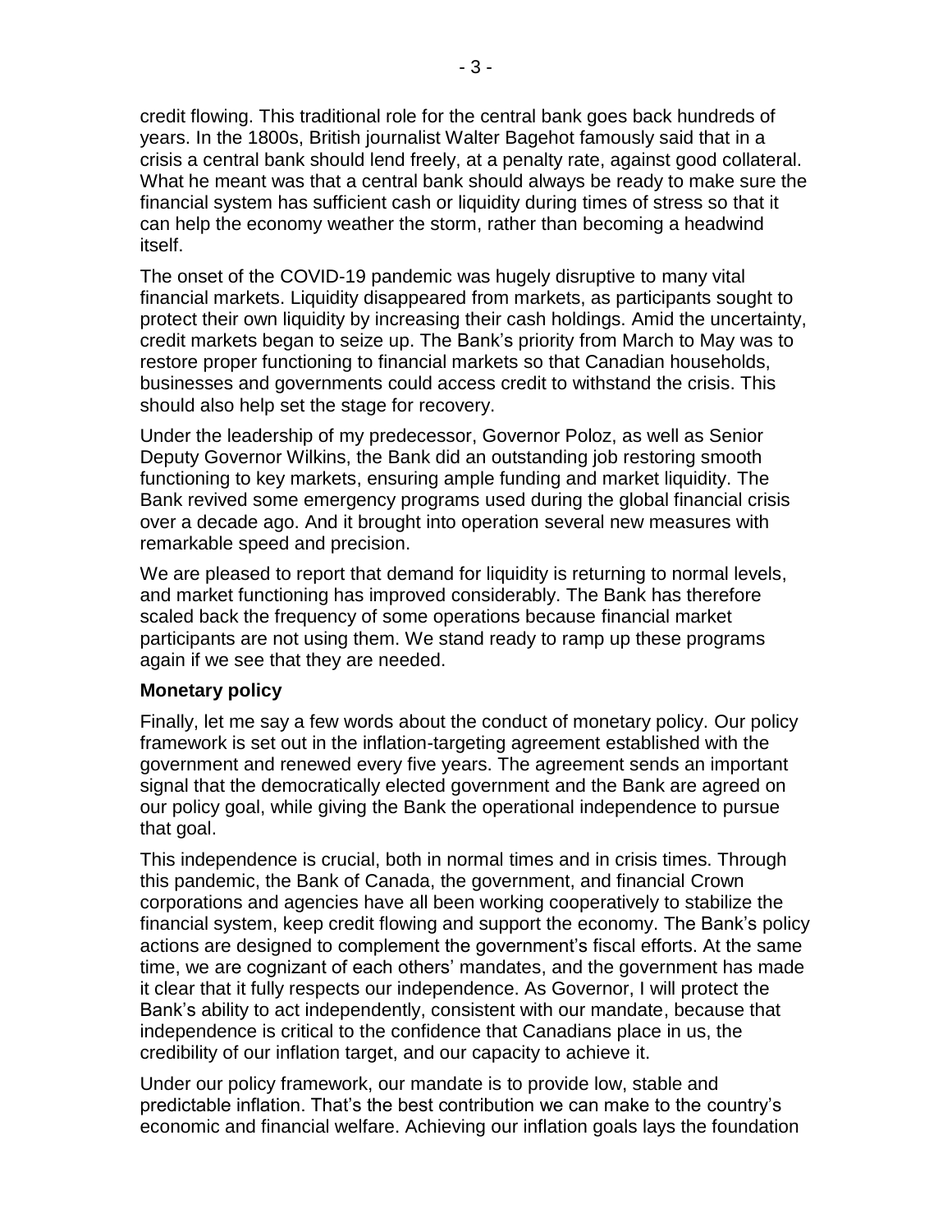credit flowing. This traditional role for the central bank goes back hundreds of years. In the 1800s, British journalist Walter Bagehot famously said that in a crisis a central bank should lend freely, at a penalty rate, against good collateral. What he meant was that a central bank should always be ready to make sure the financial system has sufficient cash or liquidity during times of stress so that it can help the economy weather the storm, rather than becoming a headwind itself.

The onset of the COVID-19 pandemic was hugely disruptive to many vital financial markets. Liquidity disappeared from markets, as participants sought to protect their own liquidity by increasing their cash holdings. Amid the uncertainty, credit markets began to seize up. The Bank's priority from March to May was to restore proper functioning to financial markets so that Canadian households, businesses and governments could access credit to withstand the crisis. This should also help set the stage for recovery.

Under the leadership of my predecessor, Governor Poloz, as well as Senior Deputy Governor Wilkins, the Bank did an outstanding job restoring smooth functioning to key markets, ensuring ample funding and market liquidity. The Bank revived some emergency programs used during the global financial crisis over a decade ago. And it brought into operation several new measures with remarkable speed and precision.

We are pleased to report that demand for liquidity is returning to normal levels, and market functioning has improved considerably. The Bank has therefore scaled back the frequency of some operations because financial market participants are not using them. We stand ready to ramp up these programs again if we see that they are needed.

**Monetary policy**

Finally, let me say a few words about the conduct of monetary policy. Our policy framework is set out in the inflation-targeting agreement established with the government and renewed every five years. The agreement sends an important signal that the democratically elected government and the Bank are agreed on our policy goal, while giving the Bank the operational independence to pursue that goal.

This independence is crucial, both in normal times and in crisis times. Through this pandemic, the Bank of Canada, the government, and financial Crown corporations and agencies have all been working cooperatively to stabilize the financial system, keep credit flowing and support the economy. The Bank's policy actions are designed to complement the government's fiscal efforts. At the same time, we are cognizant of each others' mandates, and the government has made it clear that it fully respects our independence. As Governor, I will protect the Bank's ability to act independently, consistent with our mandate, because that independence is critical to the confidence that Canadians place in us, the credibility of our inflation target, and our capacity to achieve it.

Under our policy framework, our mandate is to provide low, stable and predictable inflation. That's the best contribution we can make to the country's economic and financial welfare. Achieving our inflation goals lays the foundation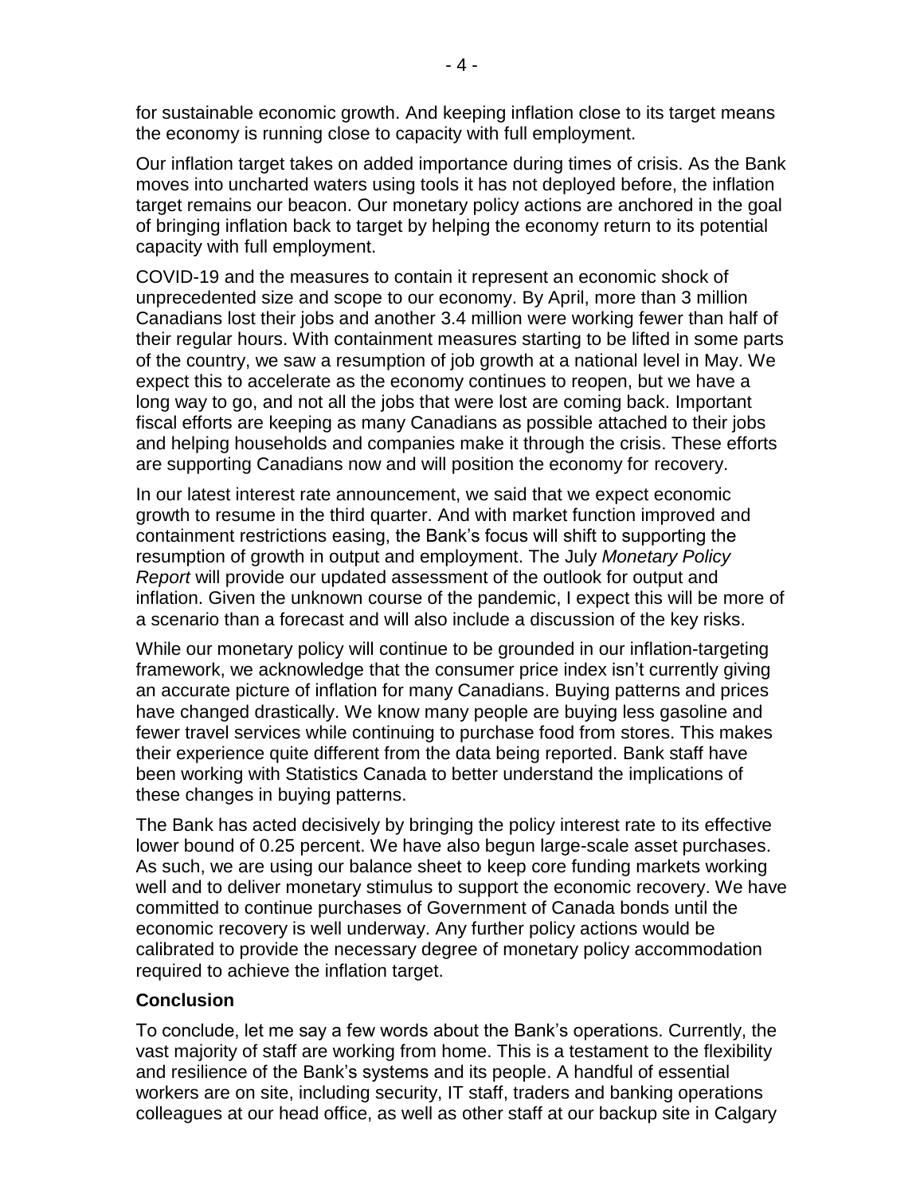for sustainable economic growth. And keeping inflation close to its target means the economy is running close to capacity with full employment.

Our inflation target takes on added importance during times of crisis. As the Bank moves into uncharted waters using tools it has not deployed before, the inflation target remains our beacon. Our monetary policy actions are anchored in the goal of bringing inflation back to target by helping the economy return to its potential capacity with full employment.

COVID-19 and the measures to contain it represent an economic shock of unprecedented size and scope to our economy. By April, more than 3 million Canadians lost their jobs and another 3.4 million were working fewer than half of their regular hours. With containment measures starting to be lifted in some parts of the country, we saw a resumption of job growth at a national level in May. We expect this to accelerate as the economy continues to reopen, but we have a long way to go, and not all the jobs that were lost are coming back. Important fiscal efforts are keeping as many Canadians as possible attached to their jobs and helping households and companies make it through the crisis. These efforts are supporting Canadians now and will position the economy for recovery.

In our latest interest rate announcement, we said that we expect economic growth to resume in the third quarter. And with market function improved and containment restrictions easing, the Bank's focus will shift to supporting the resumption of growth in output and employment. The July *Monetary Policy Report* will provide our updated assessment of the outlook for output and inflation. Given the unknown course of the pandemic, I expect this will be more of a scenario than a forecast and will also include a discussion of the key risks.

While our monetary policy will continue to be grounded in our inflation-targeting framework, we acknowledge that the consumer price index isn't currently giving an accurate picture of inflation for many Canadians. Buying patterns and prices have changed drastically. We know many people are buying less gasoline and fewer travel services while continuing to purchase food from stores. This makes their experience quite different from the data being reported. Bank staff have been working with Statistics Canada to better understand the implications of these changes in buying patterns.

The Bank has acted decisively by bringing the policy interest rate to its effective lower bound of 0.25 percent. We have also begun large-scale asset purchases. As such, we are using our balance sheet to keep core funding markets working well and to deliver monetary stimulus to support the economic recovery. We have committed to continue purchases of Government of Canada bonds until the economic recovery is well underway. Any further policy actions would be calibrated to provide the necessary degree of monetary policy accommodation required to achieve the inflation target.

## Conclusion

To conclude, let me say a few words about the Bank's operations. Currently, the vast majority of staff are working from home. This is a testament to the flexibility and resilience of the Bank's systems and its people. A handful of essential workers are on site, including security, IT staff, traders and banking operations colleagues at our head office, as well as other staff at our backup site in Calgary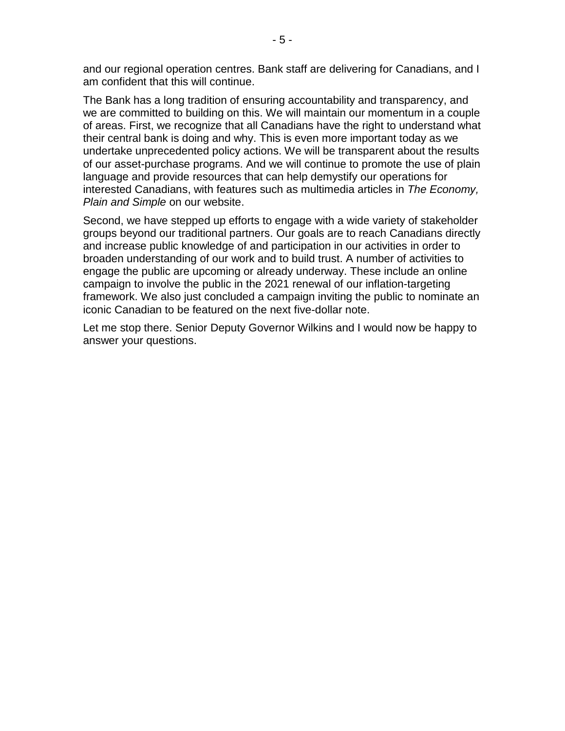and our regional operation centres. Bank staff are delivering for Canadians, and I am confident that this will continue.

The Bank has a long tradition of ensuring accountability and transparency, and we are committed to building on this. We will maintain our momentum in a couple of areas. First, we recognize that all Canadians have the right to understand what their central bank is doing and why. This is even more important today as we undertake unprecedented policy actions. We will be transparent about the results of our asset-purchase programs. And we will continue to promote the use of plain language and provide resources that can help demystify our operations for interested Canadians, with features such as multimedia articles in *The Economy, Plain and Simple* on our website.

Second, we have stepped up efforts to engage with a wide variety of stakeholder groups beyond our traditional partners. Our goals are to reach Canadians directly and increase public knowledge of and participation in our activities in order to broaden understanding of our work and to build trust. A number of activities to engage the public are upcoming or already underway. These include an online campaign to involve the public in the 2021 renewal of our inflation-targeting framework. We also just concluded a campaign inviting the public to nominate an iconic Canadian to be featured on the next five-dollar note.

Let me stop there. Senior Deputy Governor Wilkins and I would now be happy to answer your questions.